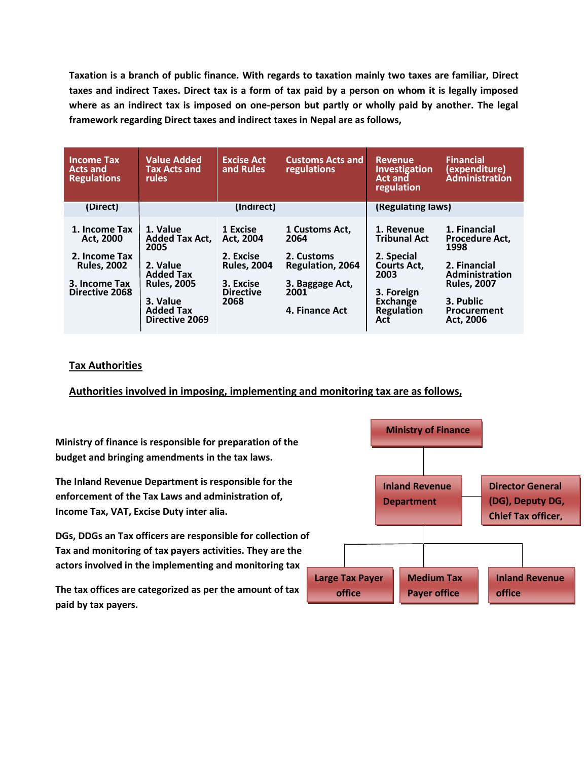**Taxation is a branch of public finance. With regards to taxation mainly two taxes are familiar, Direct taxes and indirect Taxes. Direct tax is a form of tax paid by a person on whom it is legally imposed where as an indirect tax is imposed on one-person but partly or wholly paid by another. The legal framework regarding Direct taxes and indirect taxes in Nepal are as follows,**

| Income Tax Acts and Regulations | Value Added Tax Acts and rules | Excise Act and Rules | Customs Acts and regulations | Revenue Investigation Act and regulation | Financial (expenditure) Administration |
|---|---|---|---|---|---|
| (Direct) | | (Indirect) | | (Regulating laws) | |
| 1. Income Tax Act, 2000<br>2. Income Tax Rules, 2002<br>3. Income Tax Directive 2068 | 1. Value Added Tax Act, 2005<br>2. Value Added Tax Rules, 2005<br>3. Value Added Tax Directive 2069 | 1 Excise Act, 2004<br>2. Excise Rules, 2004<br>3. Excise Directive 2068 | 1 Customs Act, 2064<br>2. Customs Regulation, 2064<br>3. Baggage Act, 2001<br>4. Finance Act | 1. Revenue Tribunal Act<br>2. Special Courts Act, 2003<br>3. Foreign Exchange Regulation Act | 1. Financial Procedure Act, 1998<br>2. Financial Administration Rules, 2007<br>3. Public Procurement Act, 2006 |

**Tax Authorities**

**Authorities involved in imposing, implementing and monitoring tax are as follows,**

**Ministry of finance is responsible for preparation of the budget and bringing amendments in the tax laws.**

**The Inland Revenue Department is responsible for the enforcement of the Tax Laws and administration of, Income Tax, VAT, Excise Duty inter alia.**

**DGs, DDGs an Tax officers are responsible for collection of Tax and monitoring of tax payers activities. They are the actors involved in the implementing and monitoring tax**

**The tax offices are categorized as per the amount of tax paid by tax payers.**

- **Ministry of Finance**
  - **Inland Revenue Department** — **Director General (DG), Deputy DG, Chief Tax officer,**
    - **Large Tax Payer office**
    - **Medium Tax Payer office**
    - **Inland Revenue office**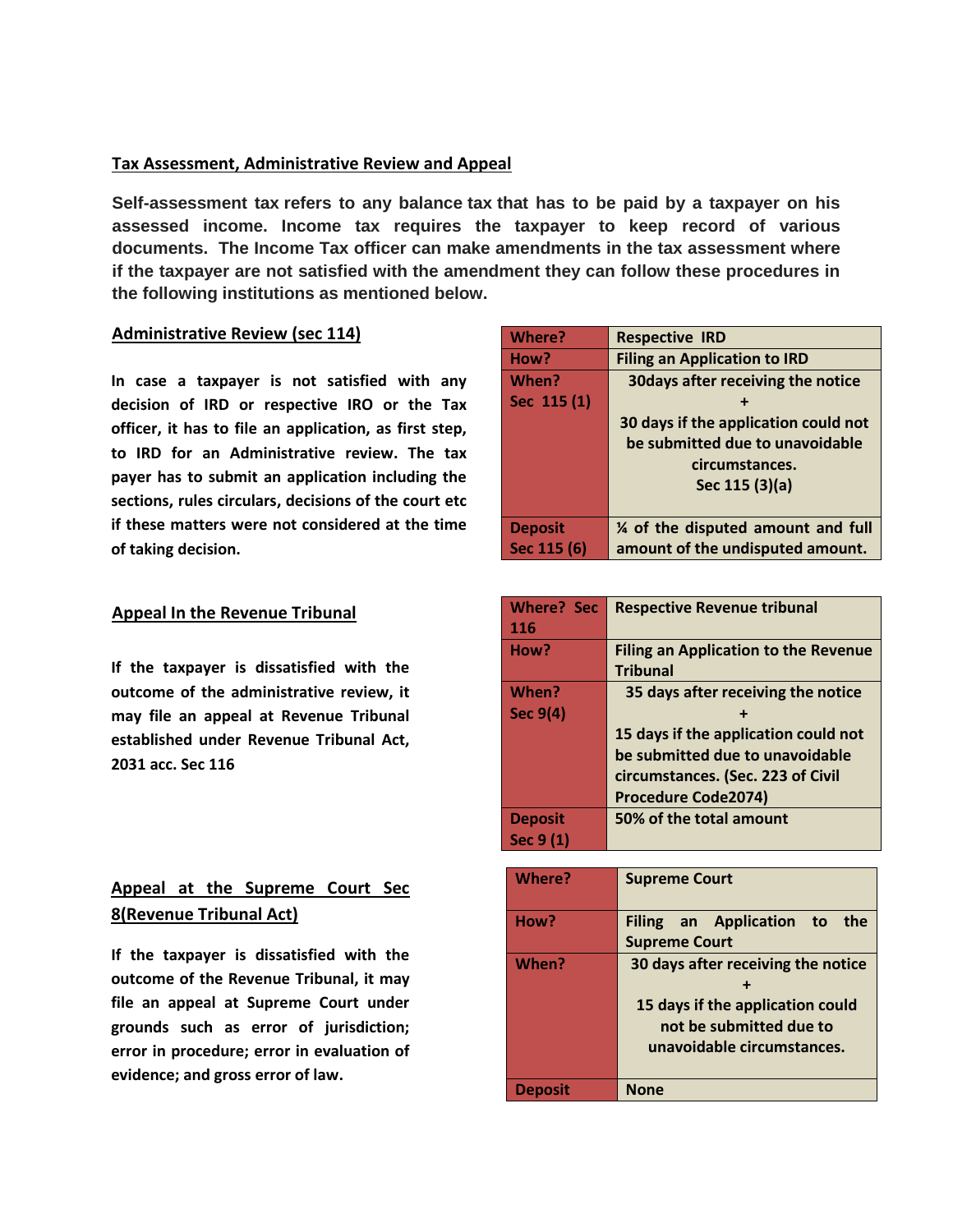## Tax Assessment, Administrative Review and Appeal

**Self-assessment tax refers to any balance tax that has to be paid by a taxpayer on his assessed income. Income tax requires the taxpayer to keep record of various documents. The Income Tax officer can make amendments in the tax assessment where if the taxpayer are not satisfied with the amendment they can follow these procedures in the following institutions as mentioned below.**

### Administrative Review (sec 114)

**In case a taxpayer is not satisfied with any decision of IRD or respective IRO or the Tax officer, it has to file an application, as first step, to IRD for an Administrative review. The tax payer has to submit an application including the sections, rules circulars, decisions of the court etc if these matters were not considered at the time of taking decision.**

| Where? | Respective IRD |
|---|---|
| How? | Filing an Application to IRD |
| When? Sec 115 (1) | 30days after receiving the notice + 30 days if the application could not be submitted due to unavoidable circumstances. Sec 115 (3)(a) |
| Deposit Sec 115 (6) | ¼ of the disputed amount and full amount of the undisputed amount. |

### Appeal In the Revenue Tribunal

**If the taxpayer is dissatisfied with the outcome of the administrative review, it may file an appeal at Revenue Tribunal established under Revenue Tribunal Act, 2031 acc. Sec 116**

| Where? Sec 116 | Respective Revenue tribunal |
|---|---|
| How? | Filing an Application to the Revenue Tribunal |
| When? Sec 9(4) | 35 days after receiving the notice + 15 days if the application could not be submitted due to unavoidable circumstances. (Sec. 223 of Civil Procedure Code2074) |
| Deposit Sec 9 (1) | 50% of the total amount |

### Appeal at the Supreme Court Sec 8(Revenue Tribunal Act)

**If the taxpayer is dissatisfied with the outcome of the Revenue Tribunal, it may file an appeal at Supreme Court under grounds such as error of jurisdiction; error in procedure; error in evaluation of evidence; and gross error of law.**

| Where? | Supreme Court |
|---|---|
| How? | Filing an Application to the Supreme Court |
| When? | 30 days after receiving the notice + 15 days if the application could not be submitted due to unavoidable circumstances. |
| Deposit | None |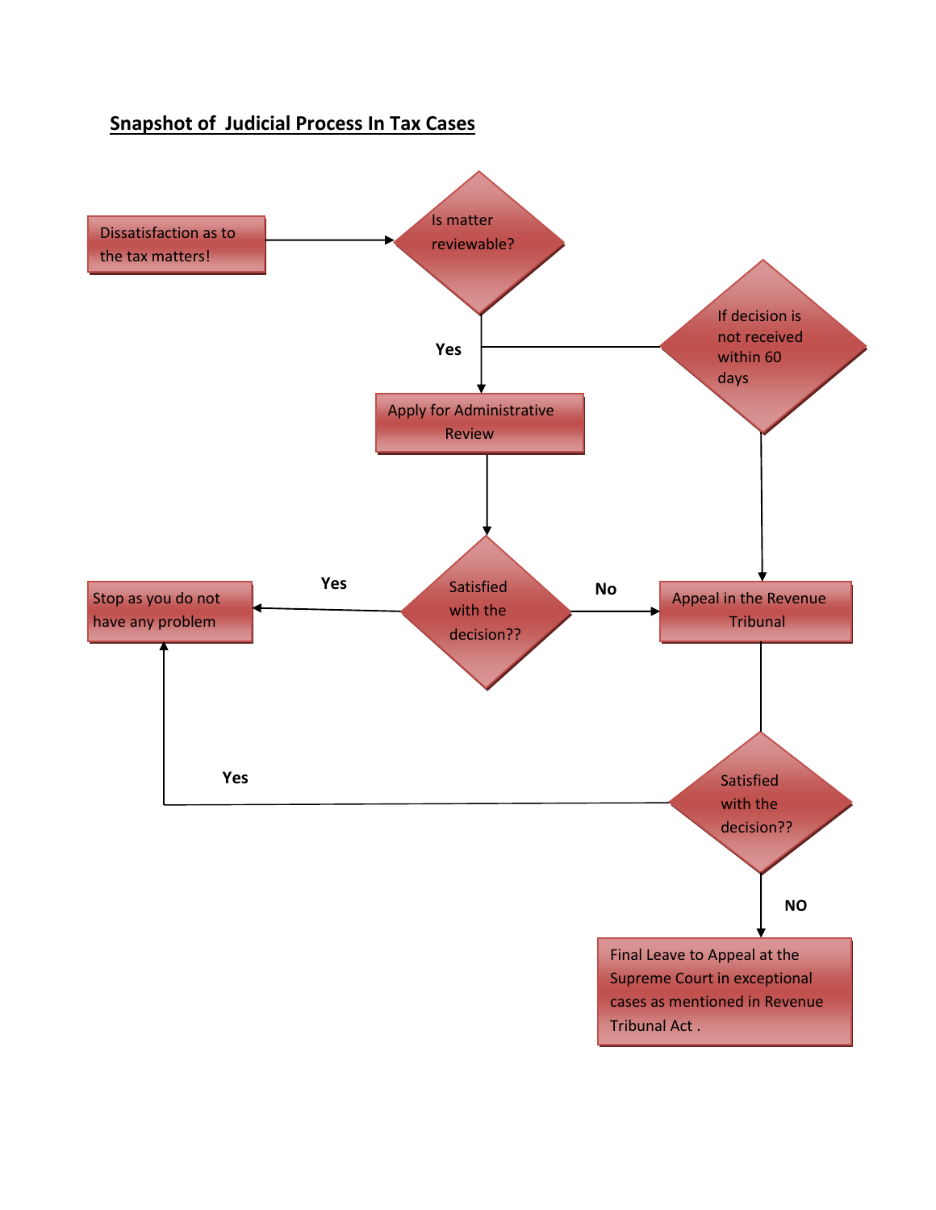**<u>Snapshot of Judicial Process In Tax Cases</u>**

Dissatisfaction as to the tax matters!

Is matter reviewable?

Yes

Apply for Administrative Review

If decision is not received within 60 days

Satisfied with the decision??

Yes

Stop as you do not have any problem

No

Appeal in the Revenue Tribunal

Satisfied with the decision??

Yes

NO

Final Leave to Appeal at the Supreme Court in exceptional cases as mentioned in Revenue Tribunal Act .